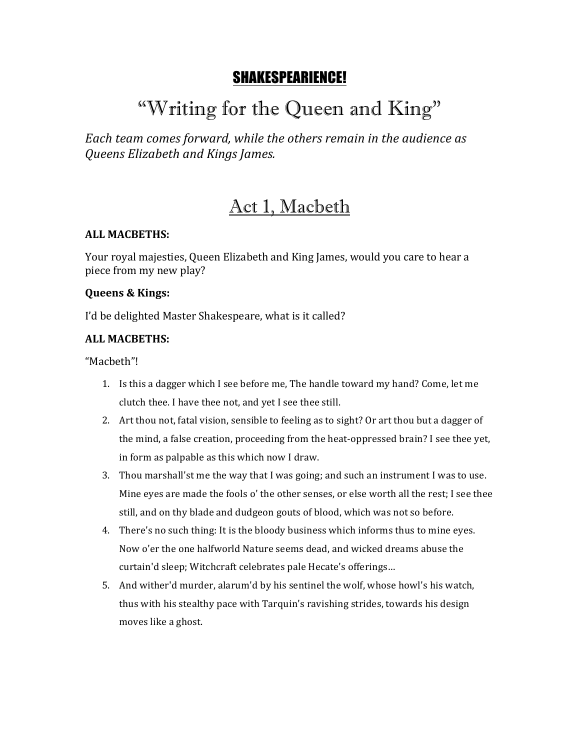# SHAKESPEARIENCE!

# "Writing for the Queen and King"

*Each team comes forward, while the others remain in the audience as Queens Elizabeth and Kings James.*

## Act 1, Macbeth

**ALL MACBETHS:**

Your royal majesties, Queen Elizabeth and King James, would you care to hear a piece from my new play?

**Queens & Kings:**

I'd be delighted Master Shakespeare, what is it called?

**ALL MACBETHS:**

"Macbeth"!

1. Is this a dagger which I see before me, The handle toward my hand? Come, let me clutch thee. I have thee not, and yet I see thee still.
2. Art thou not, fatal vision, sensible to feeling as to sight? Or art thou but a dagger of the mind, a false creation, proceeding from the heat-oppressed brain? I see thee yet, in form as palpable as this which now I draw.
3. Thou marshall'st me the way that I was going; and such an instrument I was to use. Mine eyes are made the fools o' the other senses, or else worth all the rest; I see thee still, and on thy blade and dudgeon gouts of blood, which was not so before.
4. There's no such thing: It is the bloody business which informs thus to mine eyes. Now o'er the one halfworld Nature seems dead, and wicked dreams abuse the curtain'd sleep; Witchcraft celebrates pale Hecate's offerings…
5. And wither'd murder, alarum'd by his sentinel the wolf, whose howl's his watch, thus with his stealthy pace with Tarquin's ravishing strides, towards his design moves like a ghost.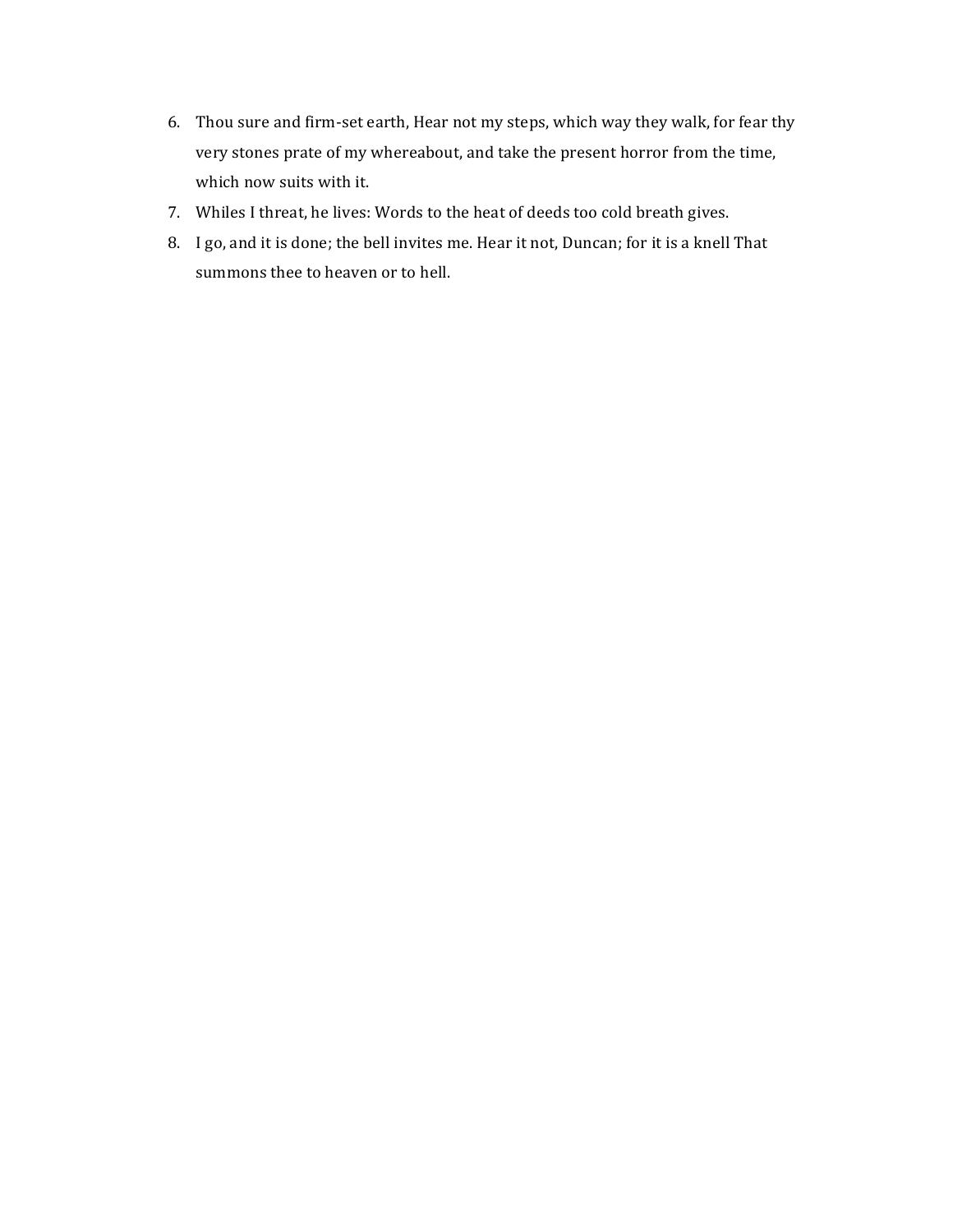6. Thou sure and firm-set earth, Hear not my steps, which way they walk, for fear thy very stones prate of my whereabout, and take the present horror from the time, which now suits with it.
7. Whiles I threat, he lives: Words to the heat of deeds too cold breath gives.
8. I go, and it is done; the bell invites me. Hear it not, Duncan; for it is a knell That summons thee to heaven or to hell.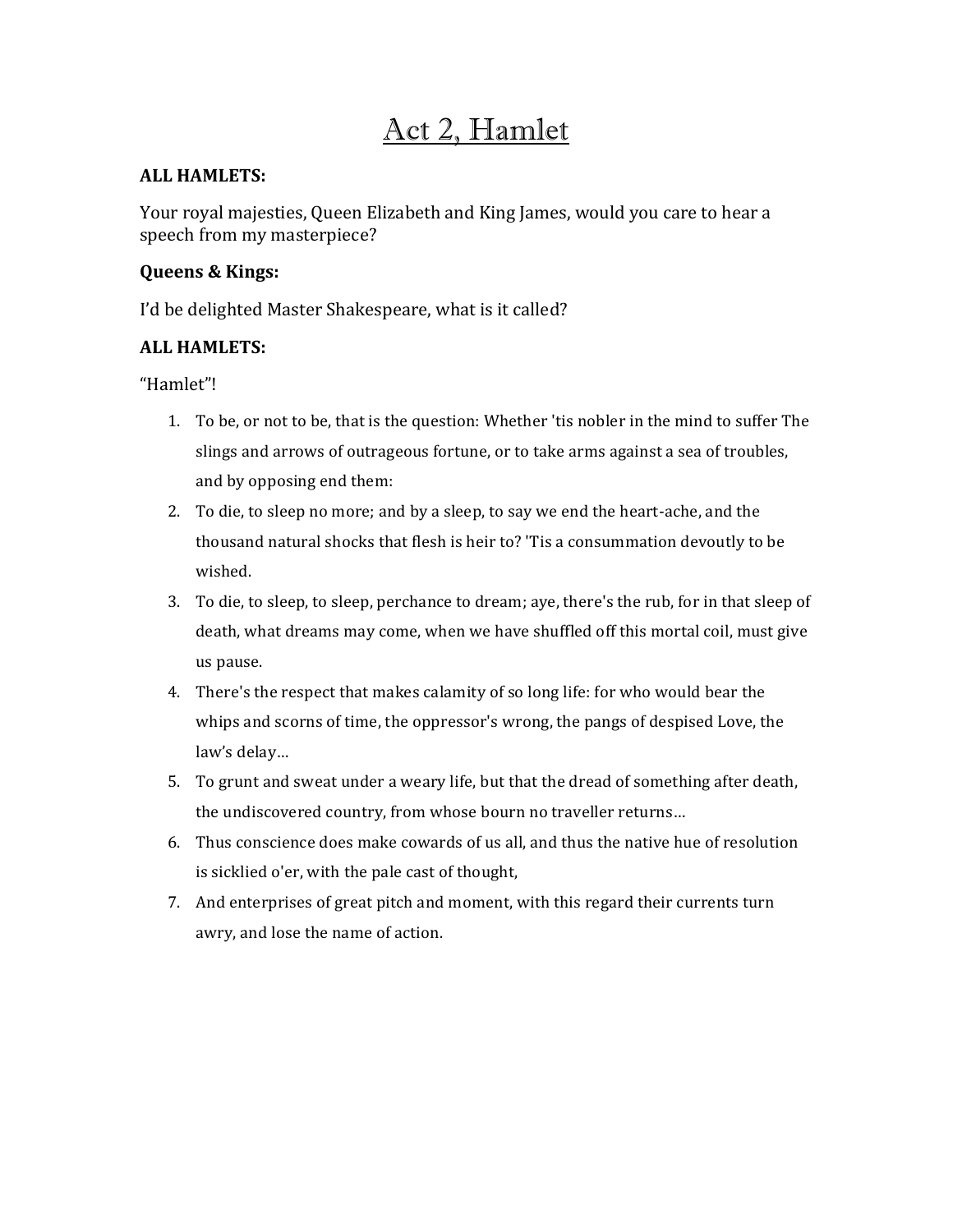# Act 2, Hamlet

**ALL HAMLETS:**

Your royal majesties, Queen Elizabeth and King James, would you care to hear a speech from my masterpiece?

**Queens & Kings:**

I'd be delighted Master Shakespeare, what is it called?

**ALL HAMLETS:**

"Hamlet"!

1. To be, or not to be, that is the question: Whether 'tis nobler in the mind to suffer The slings and arrows of outrageous fortune, or to take arms against a sea of troubles, and by opposing end them:
2. To die, to sleep no more; and by a sleep, to say we end the heart-ache, and the thousand natural shocks that flesh is heir to? 'Tis a consummation devoutly to be wished.
3. To die, to sleep, to sleep, perchance to dream; aye, there's the rub, for in that sleep of death, what dreams may come, when we have shuffled off this mortal coil, must give us pause.
4. There's the respect that makes calamity of so long life: for who would bear the whips and scorns of time, the oppressor's wrong, the pangs of despised Love, the law's delay…
5. To grunt and sweat under a weary life, but that the dread of something after death, the undiscovered country, from whose bourn no traveller returns…
6. Thus conscience does make cowards of us all, and thus the native hue of resolution is sicklied o'er, with the pale cast of thought,
7. And enterprises of great pitch and moment, with this regard their currents turn awry, and lose the name of action.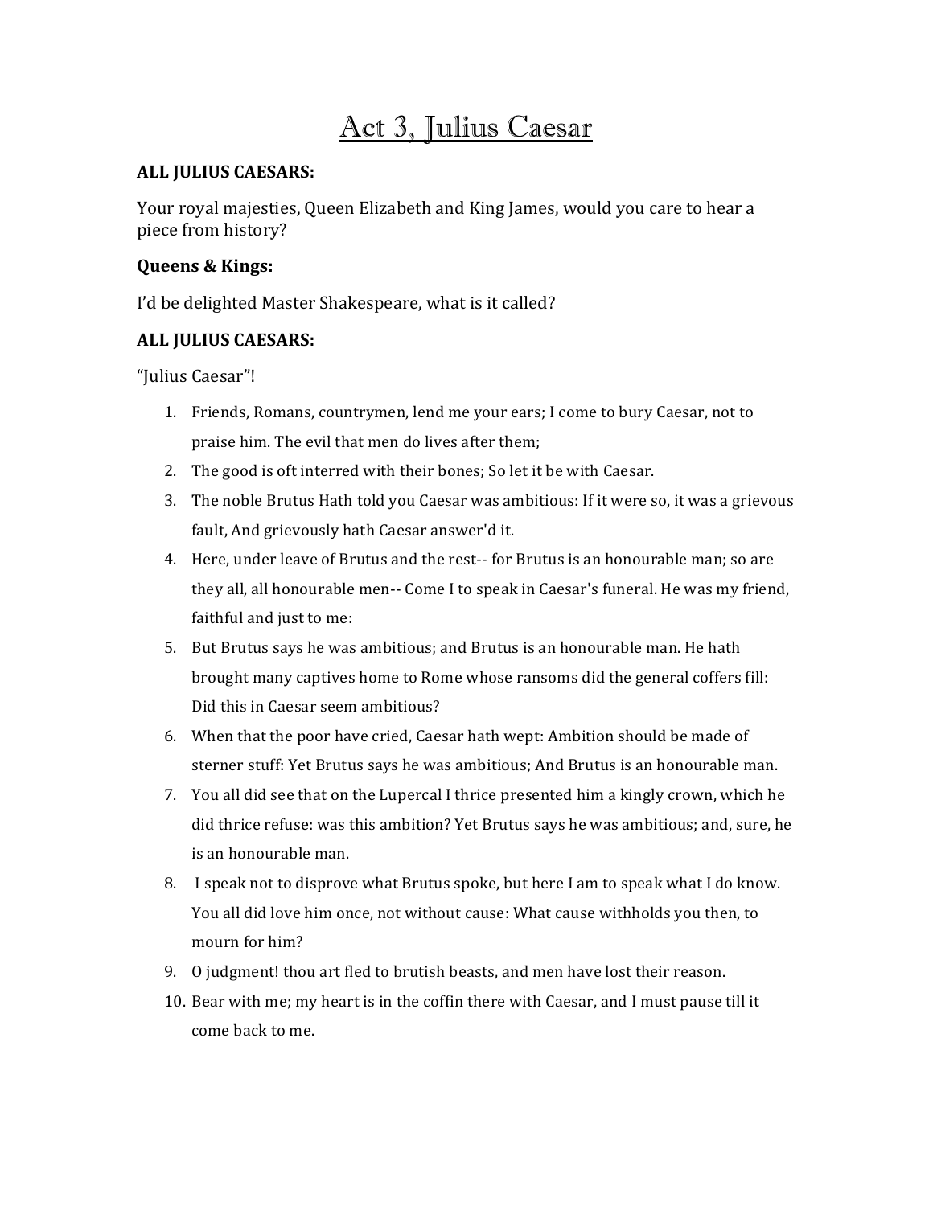# Act 3, Julius Caesar

**ALL JULIUS CAESARS:**

Your royal majesties, Queen Elizabeth and King James, would you care to hear a piece from history?

**Queens & Kings:**

I'd be delighted Master Shakespeare, what is it called?

**ALL JULIUS CAESARS:**

"Julius Caesar"!

1. Friends, Romans, countrymen, lend me your ears; I come to bury Caesar, not to praise him. The evil that men do lives after them;
2. The good is oft interred with their bones; So let it be with Caesar.
3. The noble Brutus Hath told you Caesar was ambitious: If it were so, it was a grievous fault, And grievously hath Caesar answer'd it.
4. Here, under leave of Brutus and the rest-- for Brutus is an honourable man; so are they all, all honourable men-- Come I to speak in Caesar's funeral. He was my friend, faithful and just to me:
5. But Brutus says he was ambitious; and Brutus is an honourable man. He hath brought many captives home to Rome whose ransoms did the general coffers fill: Did this in Caesar seem ambitious?
6. When that the poor have cried, Caesar hath wept: Ambition should be made of sterner stuff: Yet Brutus says he was ambitious; And Brutus is an honourable man.
7. You all did see that on the Lupercal I thrice presented him a kingly crown, which he did thrice refuse: was this ambition? Yet Brutus says he was ambitious; and, sure, he is an honourable man.
8. I speak not to disprove what Brutus spoke, but here I am to speak what I do know. You all did love him once, not without cause: What cause withholds you then, to mourn for him?
9. O judgment! thou art fled to brutish beasts, and men have lost their reason.
10. Bear with me; my heart is in the coffin there with Caesar, and I must pause till it come back to me.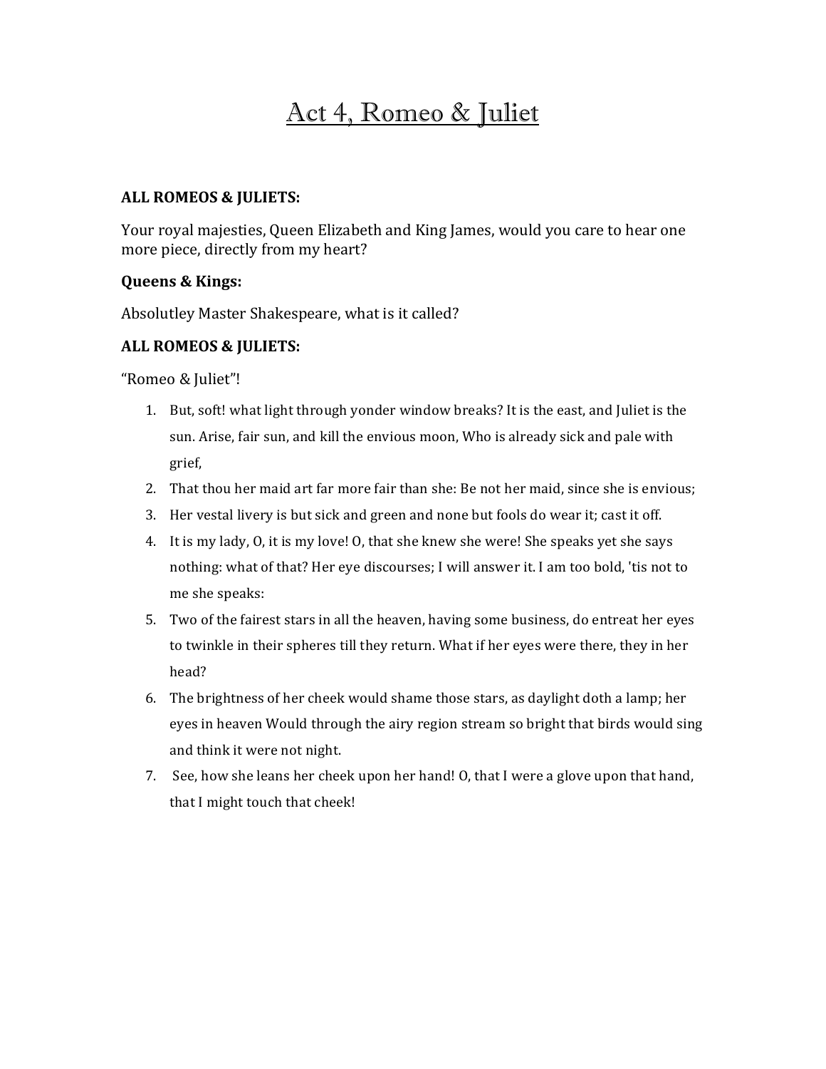# Act 4, Romeo & Juliet

**ALL ROMEOS & JULIETS:**

Your royal majesties, Queen Elizabeth and King James, would you care to hear one more piece, directly from my heart?

**Queens & Kings:**

Absolutley Master Shakespeare, what is it called?

**ALL ROMEOS & JULIETS:**

"Romeo & Juliet"!

1. But, soft! what light through yonder window breaks? It is the east, and Juliet is the sun. Arise, fair sun, and kill the envious moon, Who is already sick and pale with grief,
2. That thou her maid art far more fair than she: Be not her maid, since she is envious;
3. Her vestal livery is but sick and green and none but fools do wear it; cast it off.
4. It is my lady, O, it is my love! O, that she knew she were! She speaks yet she says nothing: what of that? Her eye discourses; I will answer it. I am too bold, 'tis not to me she speaks:
5. Two of the fairest stars in all the heaven, having some business, do entreat her eyes to twinkle in their spheres till they return. What if her eyes were there, they in her head?
6. The brightness of her cheek would shame those stars, as daylight doth a lamp; her eyes in heaven Would through the airy region stream so bright that birds would sing and think it were not night.
7. See, how she leans her cheek upon her hand! O, that I were a glove upon that hand, that I might touch that cheek!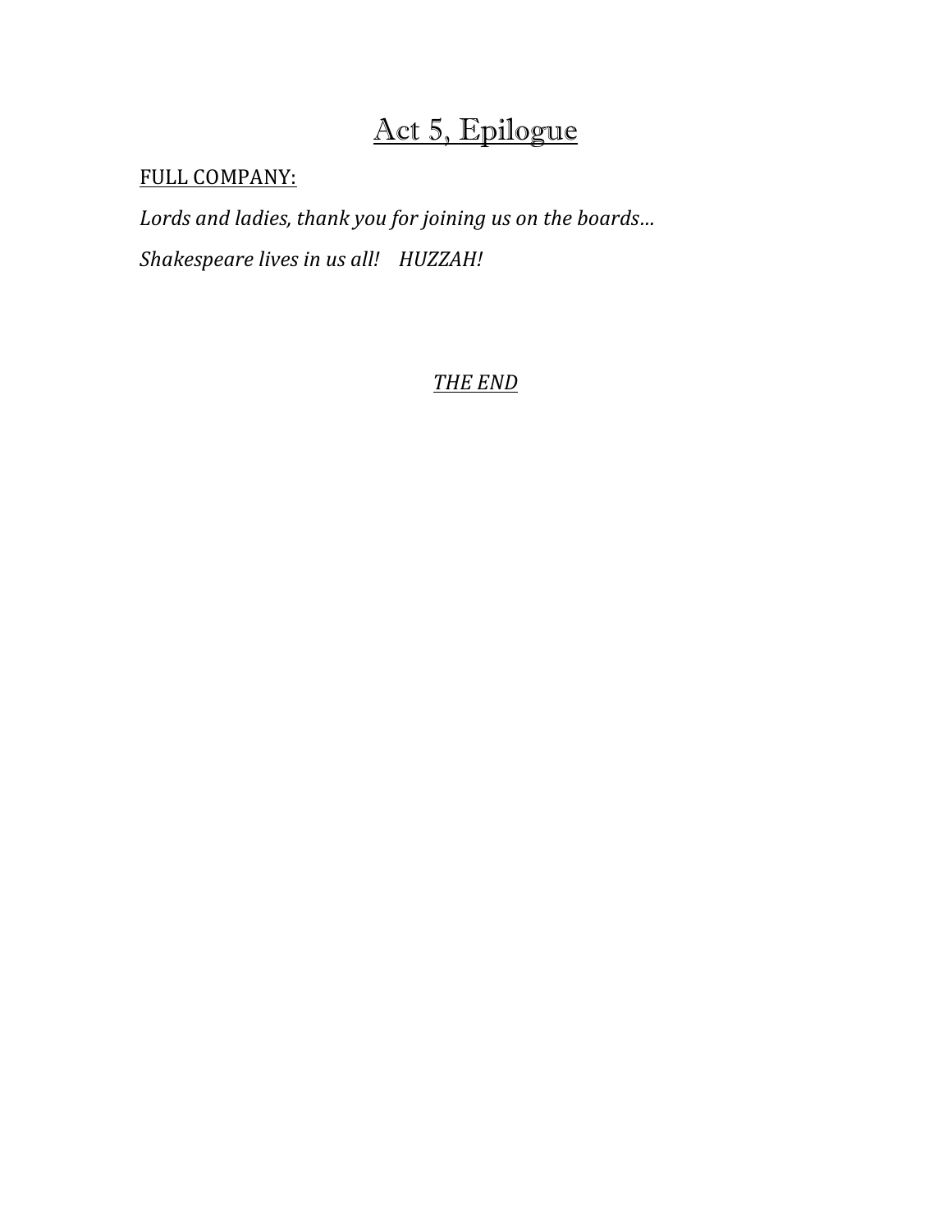# Act 5, Epilogue

FULL COMPANY:

*Lords and ladies, thank you for joining us on the boards…*

*Shakespeare lives in us all!    HUZZAH!*

*THE END*